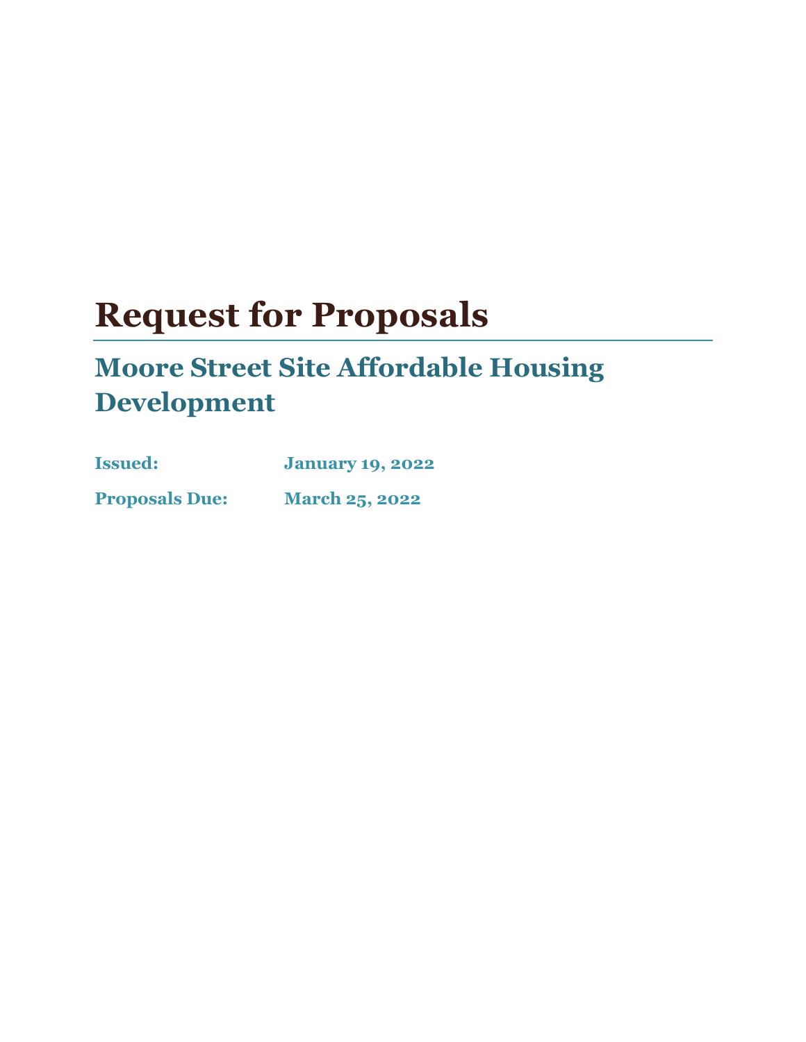# Request for Proposals

## Moore Street Site Affordable Housing Development

**Issued:** January 19, 2022

**Proposals Due:** March 25, 2022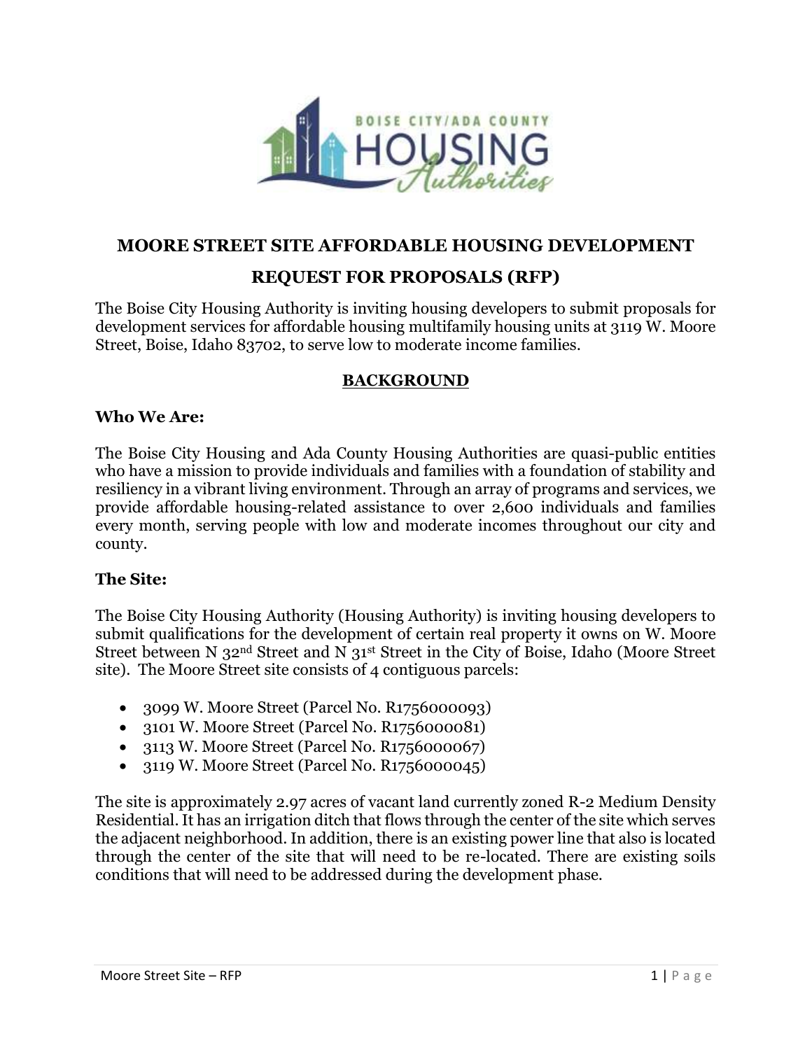**MOORE STREET SITE AFFORDABLE HOUSING DEVELOPMENT**

**REQUEST FOR PROPOSALS (RFP)**

The Boise City Housing Authority is inviting housing developers to submit proposals for development services for affordable housing multifamily housing units at 3119 W. Moore Street, Boise, Idaho 83702, to serve low to moderate income families.

## BACKGROUND

### Who We Are:

The Boise City Housing and Ada County Housing Authorities are quasi-public entities who have a mission to provide individuals and families with a foundation of stability and resiliency in a vibrant living environment. Through an array of programs and services, we provide affordable housing-related assistance to over 2,600 individuals and families every month, serving people with low and moderate incomes throughout our city and county.

### The Site:

The Boise City Housing Authority (Housing Authority) is inviting housing developers to submit qualifications for the development of certain real property it owns on W. Moore Street between N 32nd Street and N 31st Street in the City of Boise, Idaho (Moore Street site). The Moore Street site consists of 4 contiguous parcels:

- 3099 W. Moore Street (Parcel No. R1756000093)
- 3101 W. Moore Street (Parcel No. R1756000081)
- 3113 W. Moore Street (Parcel No. R1756000067)
- 3119 W. Moore Street (Parcel No. R1756000045)

The site is approximately 2.97 acres of vacant land currently zoned R-2 Medium Density Residential. It has an irrigation ditch that flows through the center of the site which serves the adjacent neighborhood. In addition, there is an existing power line that also is located through the center of the site that will need to be re-located. There are existing soils conditions that will need to be addressed during the development phase.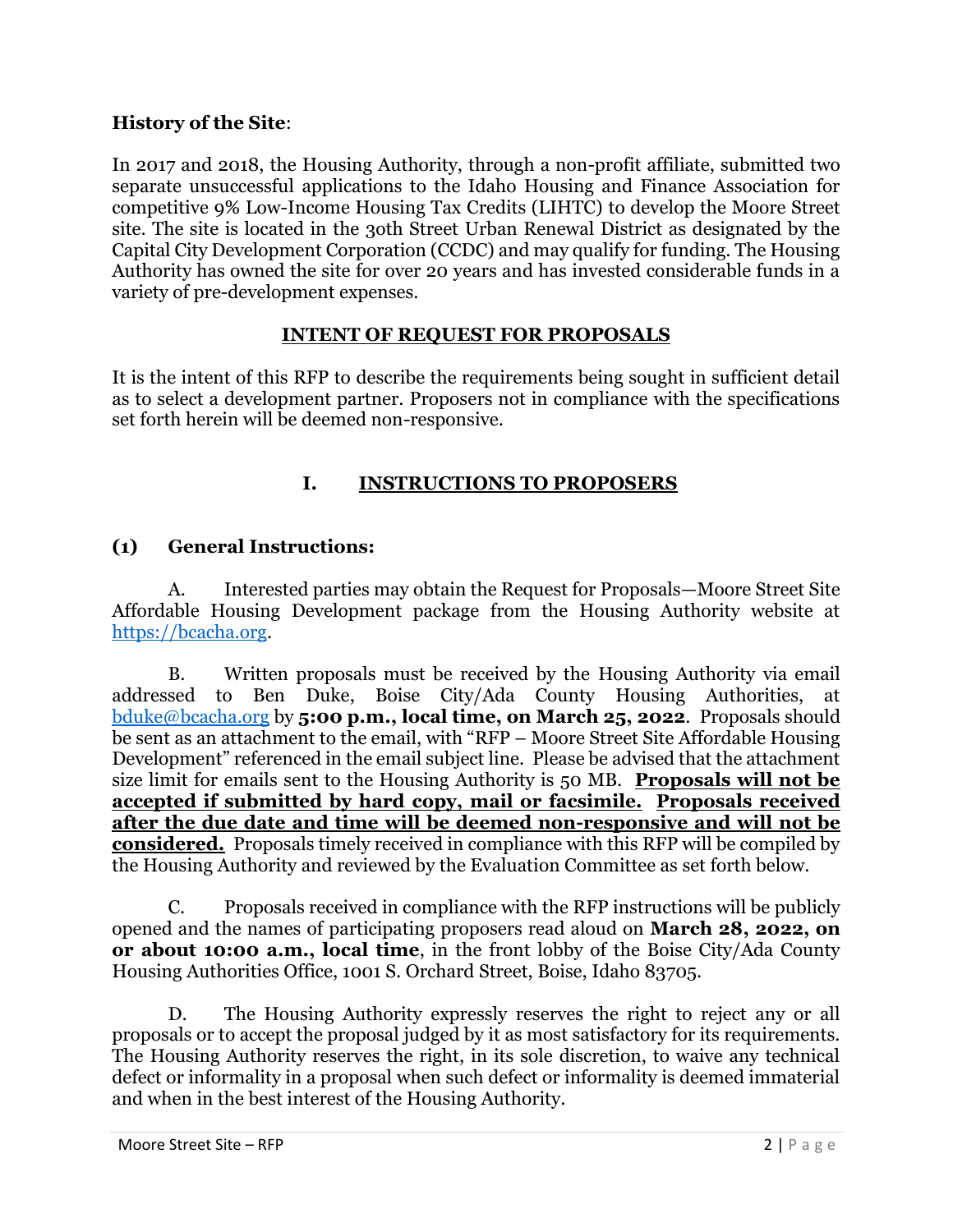**History of the Site**:

In 2017 and 2018, the Housing Authority, through a non-profit affiliate, submitted two separate unsuccessful applications to the Idaho Housing and Finance Association for competitive 9% Low-Income Housing Tax Credits (LIHTC) to develop the Moore Street site. The site is located in the 30th Street Urban Renewal District as designated by the Capital City Development Corporation (CCDC) and may qualify for funding. The Housing Authority has owned the site for over 20 years and has invested considerable funds in a variety of pre-development expenses.

## INTENT OF REQUEST FOR PROPOSALS

It is the intent of this RFP to describe the requirements being sought in sufficient detail as to select a development partner. Proposers not in compliance with the specifications set forth herein will be deemed non-responsive.

## I. INSTRUCTIONS TO PROPOSERS

### (1) General Instructions:

A. Interested parties may obtain the Request for Proposals—Moore Street Site Affordable Housing Development package from the Housing Authority website at https://bcacha.org.

B. Written proposals must be received by the Housing Authority via email addressed to Ben Duke, Boise City/Ada County Housing Authorities, at bduke@bcacha.org by **5:00 p.m., local time, on March 25, 2022**. Proposals should be sent as an attachment to the email, with "RFP – Moore Street Site Affordable Housing Development" referenced in the email subject line. Please be advised that the attachment size limit for emails sent to the Housing Authority is 50 MB. **Proposals will not be accepted if submitted by hard copy, mail or facsimile. Proposals received after the due date and time will be deemed non-responsive and will not be considered.** Proposals timely received in compliance with this RFP will be compiled by the Housing Authority and reviewed by the Evaluation Committee as set forth below.

C. Proposals received in compliance with the RFP instructions will be publicly opened and the names of participating proposers read aloud on **March 28, 2022, on or about 10:00 a.m., local time**, in the front lobby of the Boise City/Ada County Housing Authorities Office, 1001 S. Orchard Street, Boise, Idaho 83705.

D. The Housing Authority expressly reserves the right to reject any or all proposals or to accept the proposal judged by it as most satisfactory for its requirements. The Housing Authority reserves the right, in its sole discretion, to waive any technical defect or informality in a proposal when such defect or informality is deemed immaterial and when in the best interest of the Housing Authority.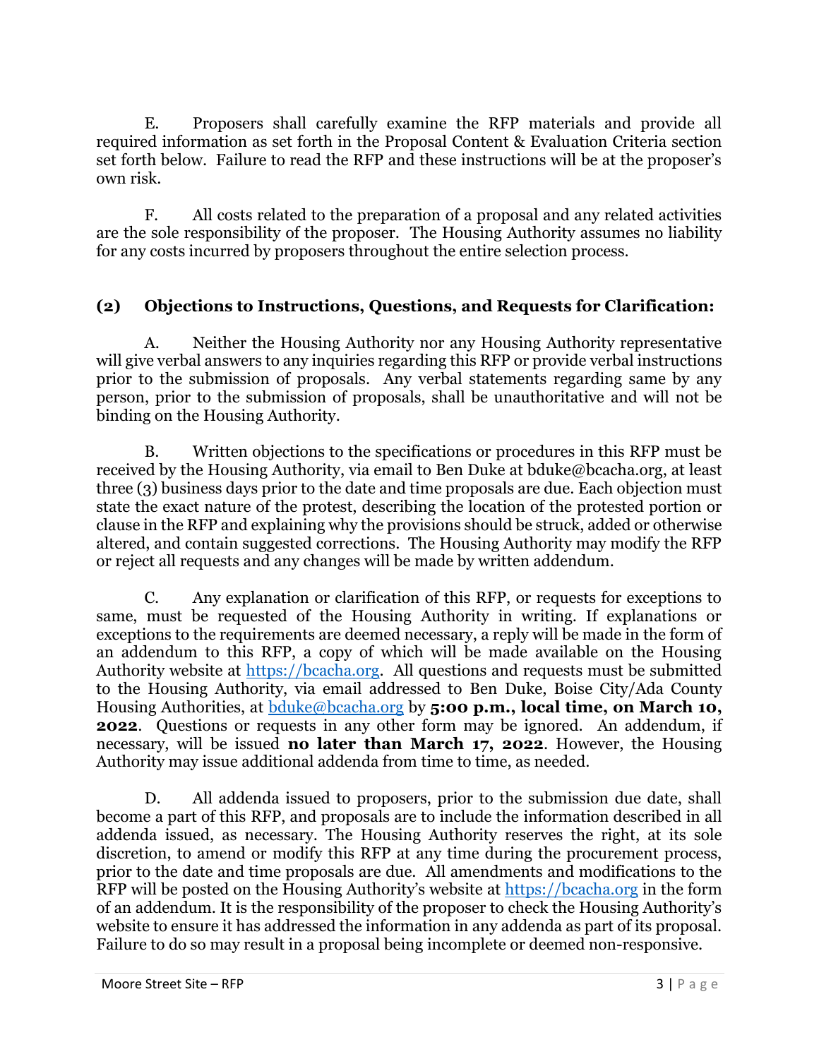E. Proposers shall carefully examine the RFP materials and provide all required information as set forth in the Proposal Content & Evaluation Criteria section set forth below. Failure to read the RFP and these instructions will be at the proposer's own risk.

F. All costs related to the preparation of a proposal and any related activities are the sole responsibility of the proposer. The Housing Authority assumes no liability for any costs incurred by proposers throughout the entire selection process.

## (2) Objections to Instructions, Questions, and Requests for Clarification:

A. Neither the Housing Authority nor any Housing Authority representative will give verbal answers to any inquiries regarding this RFP or provide verbal instructions prior to the submission of proposals. Any verbal statements regarding same by any person, prior to the submission of proposals, shall be unauthoritative and will not be binding on the Housing Authority.

B. Written objections to the specifications or procedures in this RFP must be received by the Housing Authority, via email to Ben Duke at bduke@bcacha.org, at least three (3) business days prior to the date and time proposals are due. Each objection must state the exact nature of the protest, describing the location of the protested portion or clause in the RFP and explaining why the provisions should be struck, added or otherwise altered, and contain suggested corrections. The Housing Authority may modify the RFP or reject all requests and any changes will be made by written addendum.

C. Any explanation or clarification of this RFP, or requests for exceptions to same, must be requested of the Housing Authority in writing. If explanations or exceptions to the requirements are deemed necessary, a reply will be made in the form of an addendum to this RFP, a copy of which will be made available on the Housing Authority website at https://bcacha.org. All questions and requests must be submitted to the Housing Authority, via email addressed to Ben Duke, Boise City/Ada County Housing Authorities, at bduke@bcacha.org by **5:00 p.m., local time, on March 10, 2022**. Questions or requests in any other form may be ignored. An addendum, if necessary, will be issued **no later than March 17, 2022**. However, the Housing Authority may issue additional addenda from time to time, as needed.

D. All addenda issued to proposers, prior to the submission due date, shall become a part of this RFP, and proposals are to include the information described in all addenda issued, as necessary. The Housing Authority reserves the right, at its sole discretion, to amend or modify this RFP at any time during the procurement process, prior to the date and time proposals are due. All amendments and modifications to the RFP will be posted on the Housing Authority's website at https://bcacha.org in the form of an addendum. It is the responsibility of the proposer to check the Housing Authority's website to ensure it has addressed the information in any addenda as part of its proposal. Failure to do so may result in a proposal being incomplete or deemed non-responsive.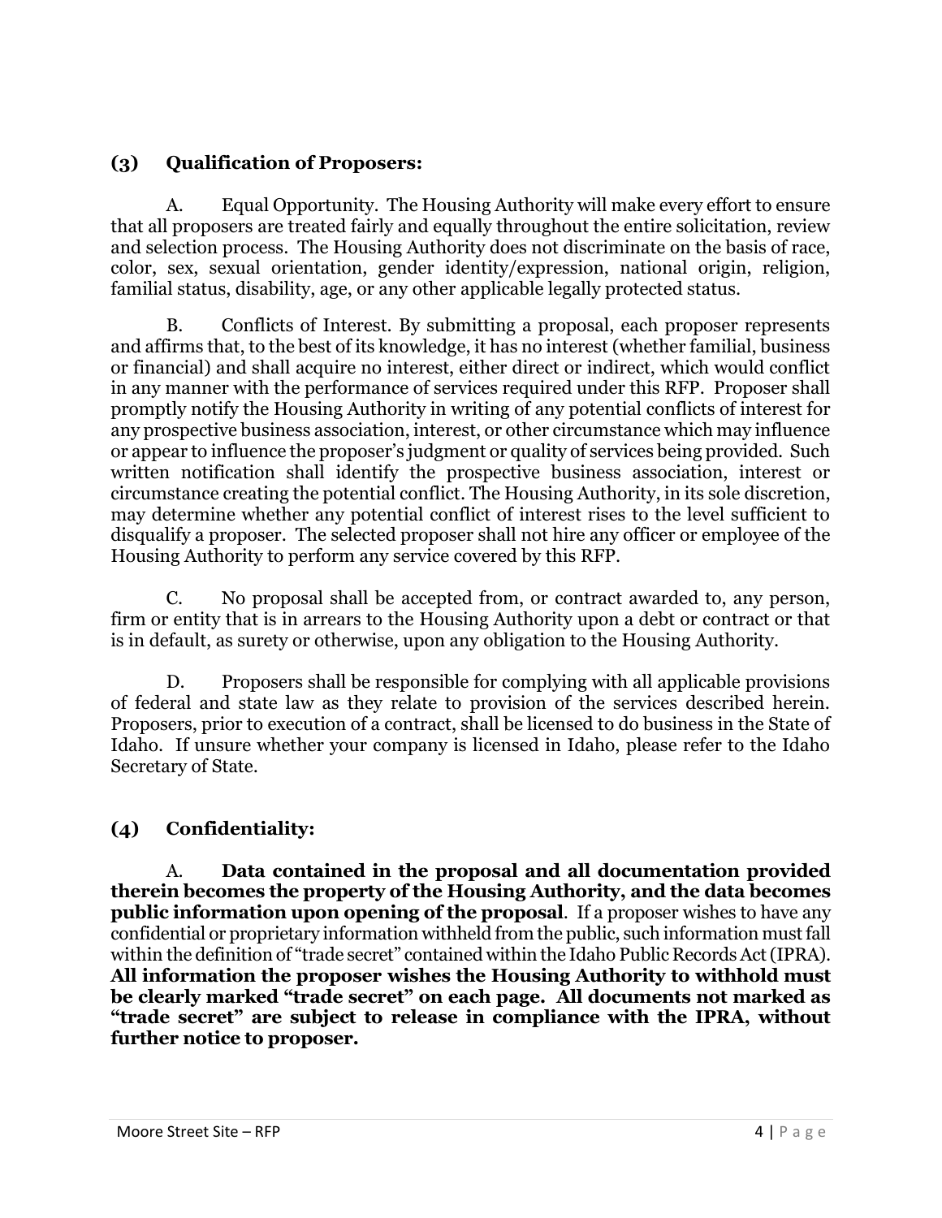## (3) Qualification of Proposers:

A. Equal Opportunity. The Housing Authority will make every effort to ensure that all proposers are treated fairly and equally throughout the entire solicitation, review and selection process. The Housing Authority does not discriminate on the basis of race, color, sex, sexual orientation, gender identity/expression, national origin, religion, familial status, disability, age, or any other applicable legally protected status.

B. Conflicts of Interest. By submitting a proposal, each proposer represents and affirms that, to the best of its knowledge, it has no interest (whether familial, business or financial) and shall acquire no interest, either direct or indirect, which would conflict in any manner with the performance of services required under this RFP. Proposer shall promptly notify the Housing Authority in writing of any potential conflicts of interest for any prospective business association, interest, or other circumstance which may influence or appear to influence the proposer's judgment or quality of services being provided. Such written notification shall identify the prospective business association, interest or circumstance creating the potential conflict. The Housing Authority, in its sole discretion, may determine whether any potential conflict of interest rises to the level sufficient to disqualify a proposer. The selected proposer shall not hire any officer or employee of the Housing Authority to perform any service covered by this RFP.

C. No proposal shall be accepted from, or contract awarded to, any person, firm or entity that is in arrears to the Housing Authority upon a debt or contract or that is in default, as surety or otherwise, upon any obligation to the Housing Authority.

D. Proposers shall be responsible for complying with all applicable provisions of federal and state law as they relate to provision of the services described herein. Proposers, prior to execution of a contract, shall be licensed to do business in the State of Idaho. If unsure whether your company is licensed in Idaho, please refer to the Idaho Secretary of State.

## (4) Confidentiality:

A. **Data contained in the proposal and all documentation provided therein becomes the property of the Housing Authority, and the data becomes public information upon opening of the proposal**. If a proposer wishes to have any confidential or proprietary information withheld from the public, such information must fall within the definition of "trade secret" contained within the Idaho Public Records Act (IPRA). **All information the proposer wishes the Housing Authority to withhold must be clearly marked "trade secret" on each page. All documents not marked as "trade secret" are subject to release in compliance with the IPRA, without further notice to proposer.**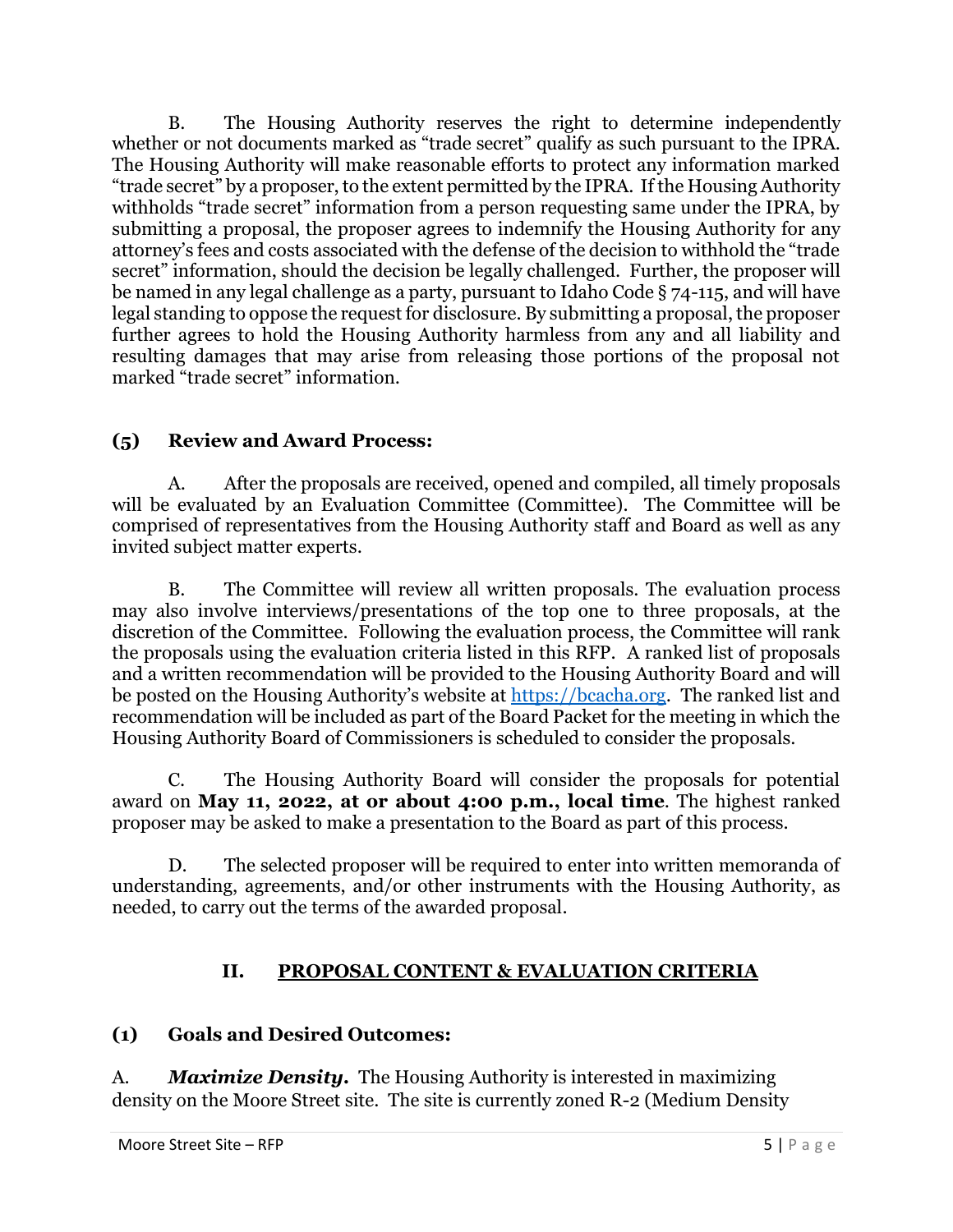B. The Housing Authority reserves the right to determine independently whether or not documents marked as "trade secret" qualify as such pursuant to the IPRA. The Housing Authority will make reasonable efforts to protect any information marked "trade secret" by a proposer, to the extent permitted by the IPRA. If the Housing Authority withholds "trade secret" information from a person requesting same under the IPRA, by submitting a proposal, the proposer agrees to indemnify the Housing Authority for any attorney's fees and costs associated with the defense of the decision to withhold the "trade secret" information, should the decision be legally challenged. Further, the proposer will be named in any legal challenge as a party, pursuant to Idaho Code § 74-115, and will have legal standing to oppose the request for disclosure. By submitting a proposal, the proposer further agrees to hold the Housing Authority harmless from any and all liability and resulting damages that may arise from releasing those portions of the proposal not marked "trade secret" information.

### (5) Review and Award Process:

A. After the proposals are received, opened and compiled, all timely proposals will be evaluated by an Evaluation Committee (Committee). The Committee will be comprised of representatives from the Housing Authority staff and Board as well as any invited subject matter experts.

B. The Committee will review all written proposals. The evaluation process may also involve interviews/presentations of the top one to three proposals, at the discretion of the Committee. Following the evaluation process, the Committee will rank the proposals using the evaluation criteria listed in this RFP. A ranked list of proposals and a written recommendation will be provided to the Housing Authority Board and will be posted on the Housing Authority's website at [https://bcacha.org](https://bcacha.org). The ranked list and recommendation will be included as part of the Board Packet for the meeting in which the Housing Authority Board of Commissioners is scheduled to consider the proposals.

C. The Housing Authority Board will consider the proposals for potential award on **May 11, 2022, at or about 4:00 p.m., local time**. The highest ranked proposer may be asked to make a presentation to the Board as part of this process.

D. The selected proposer will be required to enter into written memoranda of understanding, agreements, and/or other instruments with the Housing Authority, as needed, to carry out the terms of the awarded proposal.

## II. PROPOSAL CONTENT & EVALUATION CRITERIA

### (1) Goals and Desired Outcomes:

A. ***Maximize Density.*** The Housing Authority is interested in maximizing density on the Moore Street site. The site is currently zoned R-2 (Medium Density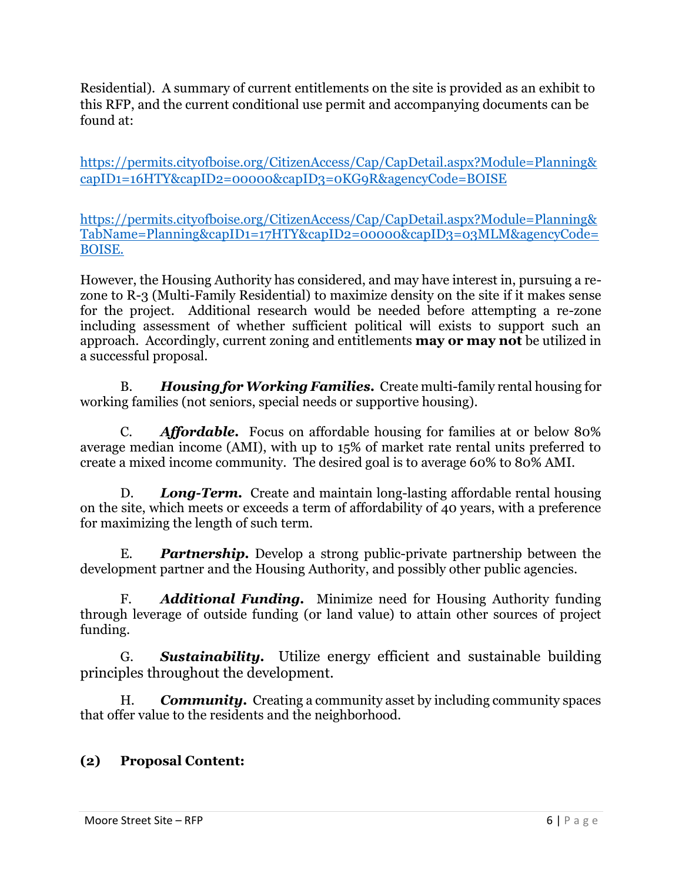Residential). A summary of current entitlements on the site is provided as an exhibit to this RFP, and the current conditional use permit and accompanying documents can be found at:

https://permits.cityofboise.org/CitizenAccess/Cap/CapDetail.aspx?Module=Planning&capID1=16HTY&capID2=00000&capID3=0KG9R&agencyCode=BOISE

https://permits.cityofboise.org/CitizenAccess/Cap/CapDetail.aspx?Module=Planning&TabName=Planning&capID1=17HTY&capID2=00000&capID3=03MLM&agencyCode=BOISE.

However, the Housing Authority has considered, and may have interest in, pursuing a re-zone to R-3 (Multi-Family Residential) to maximize density on the site if it makes sense for the project. Additional research would be needed before attempting a re-zone including assessment of whether sufficient political will exists to support such an approach. Accordingly, current zoning and entitlements **may or may not** be utilized in a successful proposal.

B. ***Housing for Working Families.*** Create multi-family rental housing for working families (not seniors, special needs or supportive housing).

C. ***Affordable.*** Focus on affordable housing for families at or below 80% average median income (AMI), with up to 15% of market rate rental units preferred to create a mixed income community. The desired goal is to average 60% to 80% AMI.

D. ***Long-Term.*** Create and maintain long-lasting affordable rental housing on the site, which meets or exceeds a term of affordability of 40 years, with a preference for maximizing the length of such term.

E. ***Partnership.*** Develop a strong public-private partnership between the development partner and the Housing Authority, and possibly other public agencies.

F. ***Additional Funding.*** Minimize need for Housing Authority funding through leverage of outside funding (or land value) to attain other sources of project funding.

G. ***Sustainability.*** Utilize energy efficient and sustainable building principles throughout the development.

H. ***Community.*** Creating a community asset by including community spaces that offer value to the residents and the neighborhood.

### (2) Proposal Content: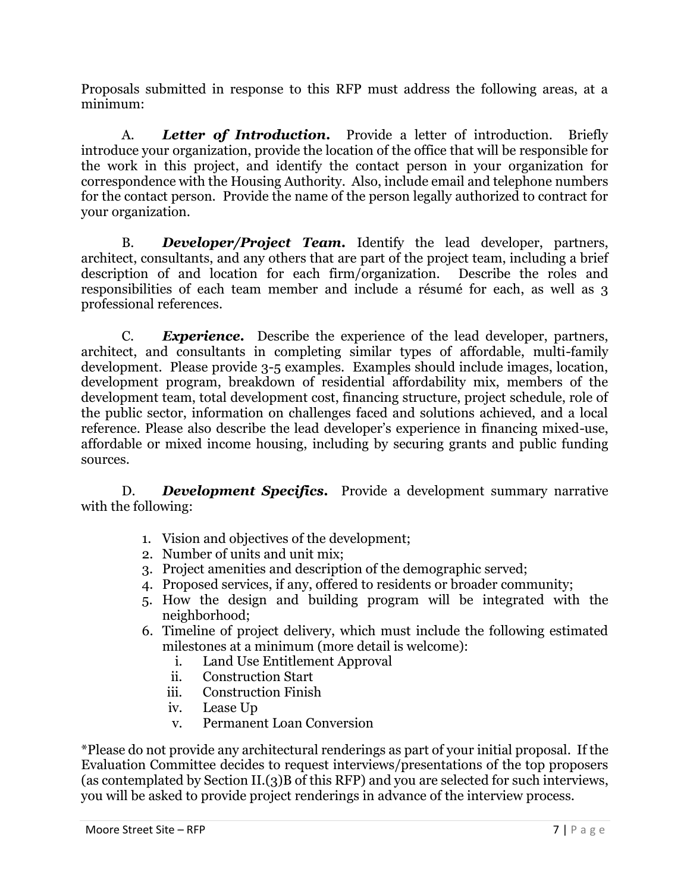Proposals submitted in response to this RFP must address the following areas, at a minimum:

A. ***Letter of Introduction.*** Provide a letter of introduction. Briefly introduce your organization, provide the location of the office that will be responsible for the work in this project, and identify the contact person in your organization for correspondence with the Housing Authority. Also, include email and telephone numbers for the contact person. Provide the name of the person legally authorized to contract for your organization.

B. ***Developer/Project Team.*** Identify the lead developer, partners, architect, consultants, and any others that are part of the project team, including a brief description of and location for each firm/organization. Describe the roles and responsibilities of each team member and include a résumé for each, as well as 3 professional references.

C. ***Experience.*** Describe the experience of the lead developer, partners, architect, and consultants in completing similar types of affordable, multi-family development. Please provide 3-5 examples. Examples should include images, location, development program, breakdown of residential affordability mix, members of the development team, total development cost, financing structure, project schedule, role of the public sector, information on challenges faced and solutions achieved, and a local reference. Please also describe the lead developer's experience in financing mixed-use, affordable or mixed income housing, including by securing grants and public funding sources.

D. ***Development Specifics.*** Provide a development summary narrative with the following:

1. Vision and objectives of the development;
2. Number of units and unit mix;
3. Project amenities and description of the demographic served;
4. Proposed services, if any, offered to residents or broader community;
5. How the design and building program will be integrated with the neighborhood;
6. Timeline of project delivery, which must include the following estimated milestones at a minimum (more detail is welcome):
   i. Land Use Entitlement Approval
   ii. Construction Start
   iii. Construction Finish
   iv. Lease Up
   v. Permanent Loan Conversion

*Please do not provide any architectural renderings as part of your initial proposal. If the Evaluation Committee decides to request interviews/presentations of the top proposers (as contemplated by Section II.(3)B of this RFP) and you are selected for such interviews, you will be asked to provide project renderings in advance of the interview process.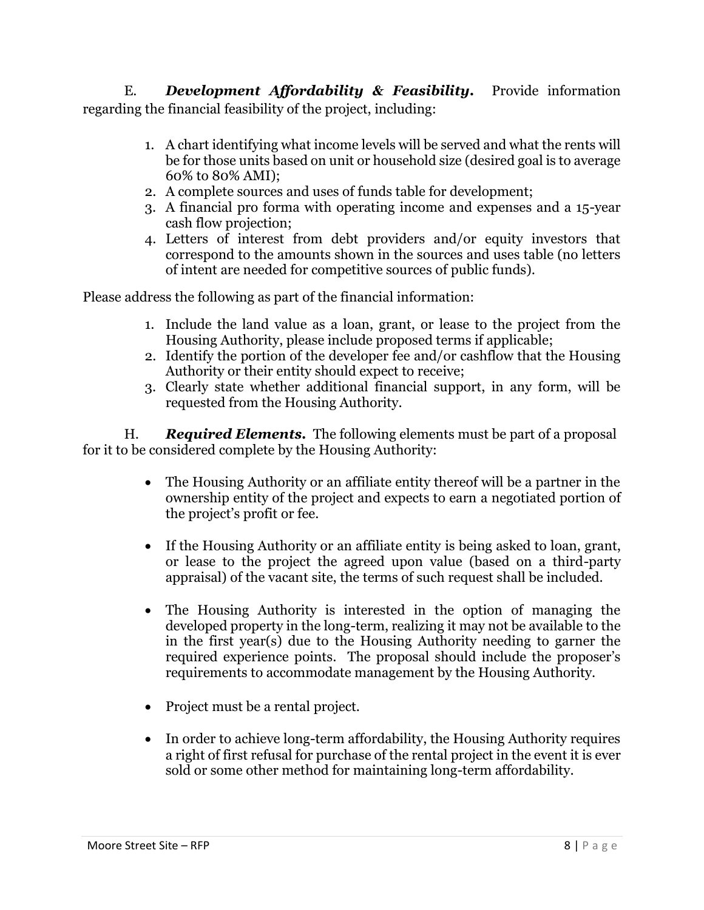E. ***Development Affordability & Feasibility.*** Provide information regarding the financial feasibility of the project, including:

1. A chart identifying what income levels will be served and what the rents will be for those units based on unit or household size (desired goal is to average 60% to 80% AMI);
2. A complete sources and uses of funds table for development;
3. A financial pro forma with operating income and expenses and a 15-year cash flow projection;
4. Letters of interest from debt providers and/or equity investors that correspond to the amounts shown in the sources and uses table (no letters of intent are needed for competitive sources of public funds).

Please address the following as part of the financial information:

1. Include the land value as a loan, grant, or lease to the project from the Housing Authority, please include proposed terms if applicable;
2. Identify the portion of the developer fee and/or cashflow that the Housing Authority or their entity should expect to receive;
3. Clearly state whether additional financial support, in any form, will be requested from the Housing Authority.

H. ***Required Elements.*** The following elements must be part of a proposal for it to be considered complete by the Housing Authority:

- The Housing Authority or an affiliate entity thereof will be a partner in the ownership entity of the project and expects to earn a negotiated portion of the project's profit or fee.
- If the Housing Authority or an affiliate entity is being asked to loan, grant, or lease to the project the agreed upon value (based on a third-party appraisal) of the vacant site, the terms of such request shall be included.
- The Housing Authority is interested in the option of managing the developed property in the long-term, realizing it may not be available to the in the first year(s) due to the Housing Authority needing to garner the required experience points. The proposal should include the proposer's requirements to accommodate management by the Housing Authority.
- Project must be a rental project.
- In order to achieve long-term affordability, the Housing Authority requires a right of first refusal for purchase of the rental project in the event it is ever sold or some other method for maintaining long-term affordability.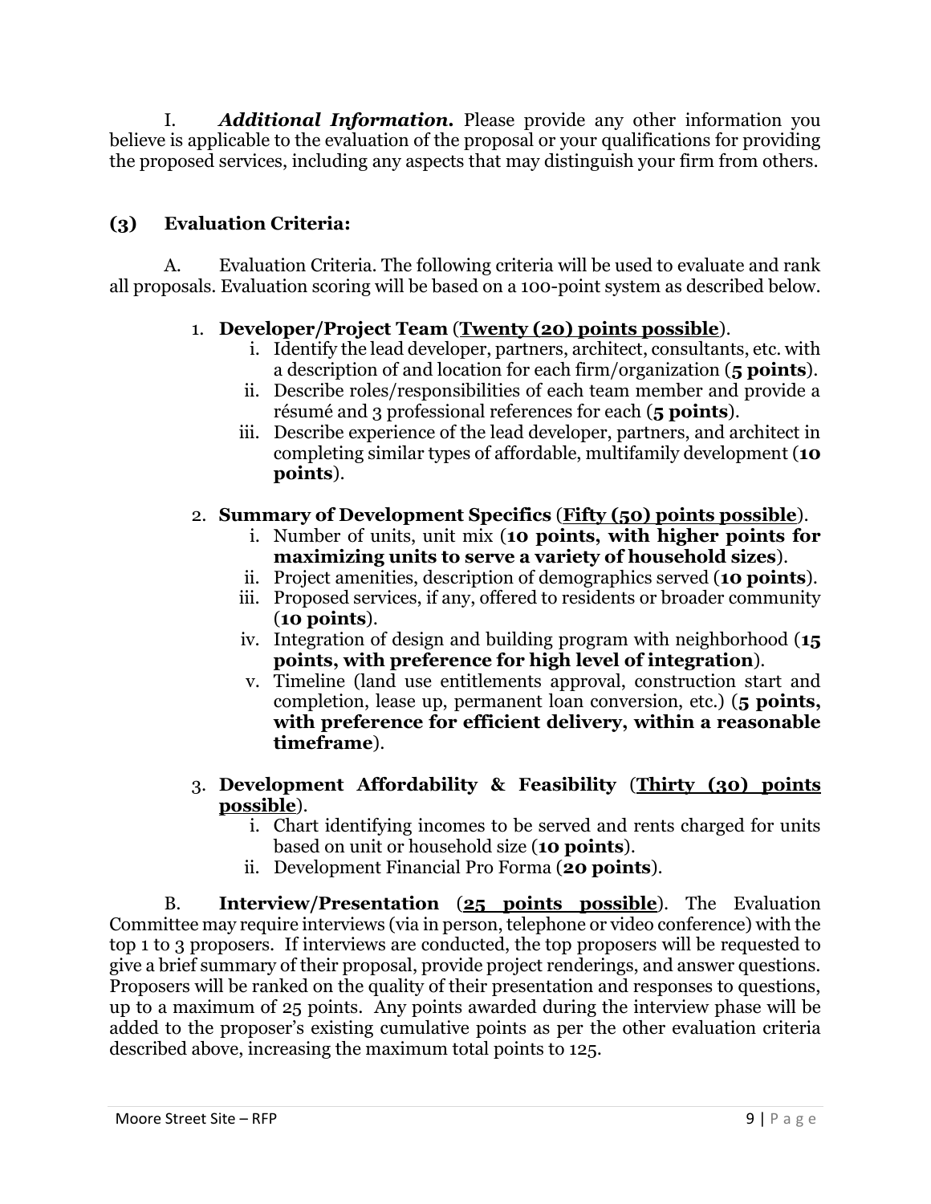I. ***Additional Information.*** Please provide any other information you believe is applicable to the evaluation of the proposal or your qualifications for providing the proposed services, including any aspects that may distinguish your firm from others.

### (3) Evaluation Criteria:

A. Evaluation Criteria. The following criteria will be used to evaluate and rank all proposals. Evaluation scoring will be based on a 100-point system as described below.

1. **Developer/Project Team** (**<u>Twenty (20) points possible</u>**).
   i. Identify the lead developer, partners, architect, consultants, etc. with a description of and location for each firm/organization (**5 points**).
   ii. Describe roles/responsibilities of each team member and provide a résumé and 3 professional references for each (**5 points**).
   iii. Describe experience of the lead developer, partners, and architect in completing similar types of affordable, multifamily development (**10 points**).

2. **Summary of Development Specifics** (**<u>Fifty (50) points possible</u>**).
   i. Number of units, unit mix (**10 points, with higher points for maximizing units to serve a variety of household sizes**).
   ii. Project amenities, description of demographics served (**10 points**).
   iii. Proposed services, if any, offered to residents or broader community (**10 points**).
   iv. Integration of design and building program with neighborhood (**15 points, with preference for high level of integration**).
   v. Timeline (land use entitlements approval, construction start and completion, lease up, permanent loan conversion, etc.) (**5 points, with preference for efficient delivery, within a reasonable timeframe**).

3. **Development Affordability & Feasibility** (**<u>Thirty (30) points possible</u>**).
   i. Chart identifying incomes to be served and rents charged for units based on unit or household size (**10 points**).
   ii. Development Financial Pro Forma (**20 points**).

B. **Interview/Presentation** (**<u>25 points possible</u>**). The Evaluation Committee may require interviews (via in person, telephone or video conference) with the top 1 to 3 proposers. If interviews are conducted, the top proposers will be requested to give a brief summary of their proposal, provide project renderings, and answer questions. Proposers will be ranked on the quality of their presentation and responses to questions, up to a maximum of 25 points. Any points awarded during the interview phase will be added to the proposer's existing cumulative points as per the other evaluation criteria described above, increasing the maximum total points to 125.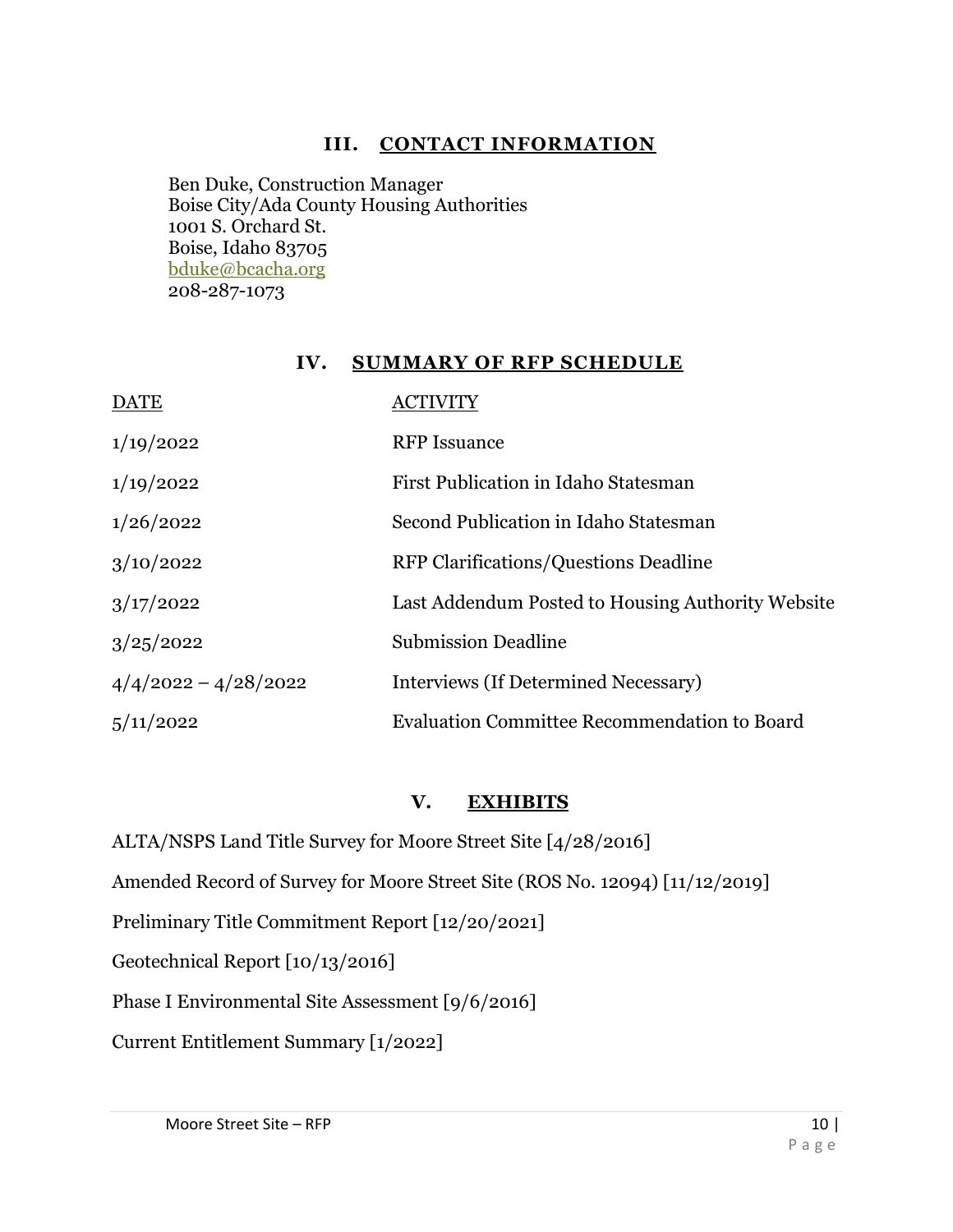## III. CONTACT INFORMATION

Ben Duke, Construction Manager
Boise City/Ada County Housing Authorities
1001 S. Orchard St.
Boise, Idaho 83705
bduke@bcacha.org
208-287-1073

## IV. SUMMARY OF RFP SCHEDULE

| DATE | ACTIVITY |
| --- | --- |
| 1/19/2022 | RFP Issuance |
| 1/19/2022 | First Publication in Idaho Statesman |
| 1/26/2022 | Second Publication in Idaho Statesman |
| 3/10/2022 | RFP Clarifications/Questions Deadline |
| 3/17/2022 | Last Addendum Posted to Housing Authority Website |
| 3/25/2022 | Submission Deadline |
| 4/4/2022 – 4/28/2022 | Interviews (If Determined Necessary) |
| 5/11/2022 | Evaluation Committee Recommendation to Board |

## V. EXHIBITS

ALTA/NSPS Land Title Survey for Moore Street Site [4/28/2016]

Amended Record of Survey for Moore Street Site (ROS No. 12094) [11/12/2019]

Preliminary Title Commitment Report [12/20/2021]

Geotechnical Report [10/13/2016]

Phase I Environmental Site Assessment [9/6/2016]

Current Entitlement Summary [1/2022]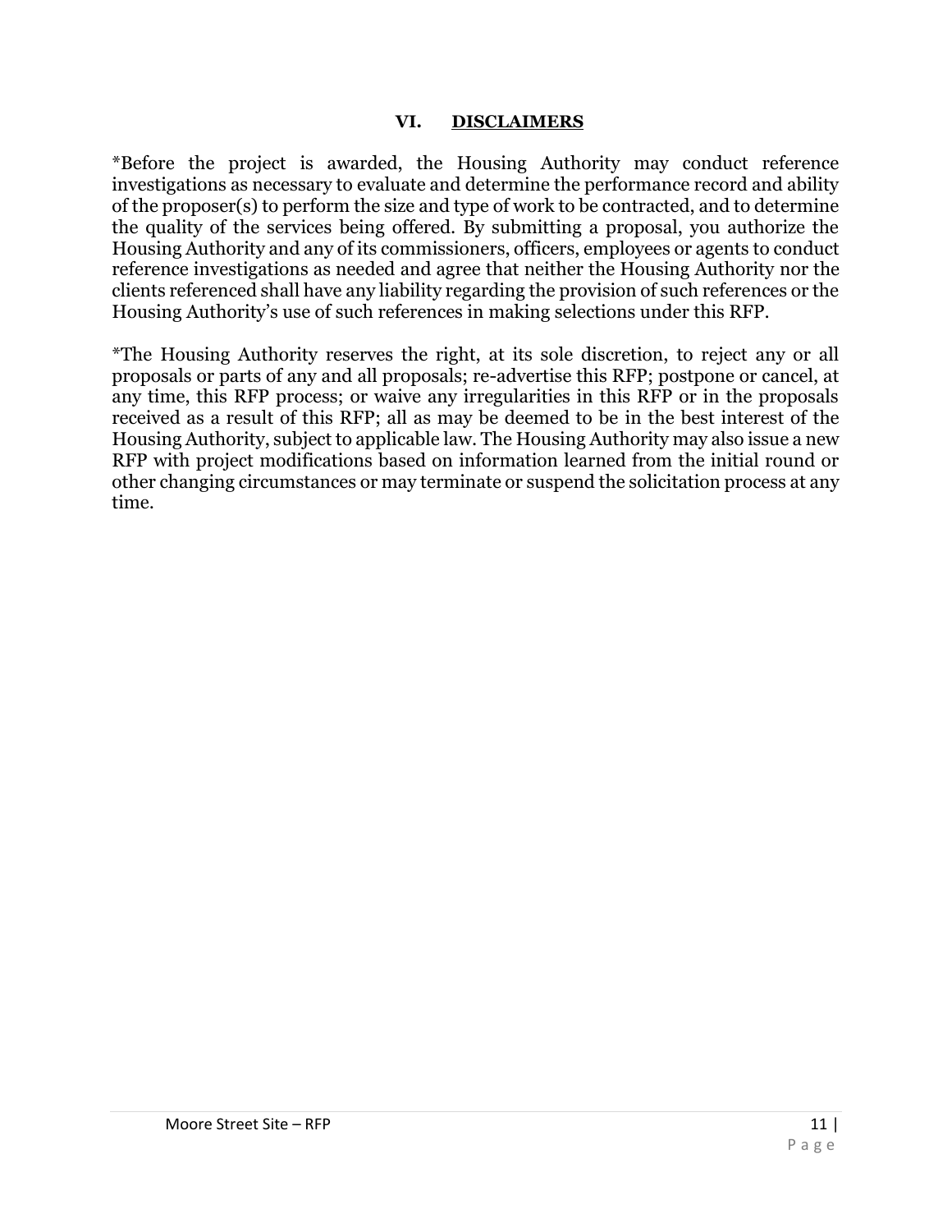## VI. DISCLAIMERS

*Before the project is awarded, the Housing Authority may conduct reference investigations as necessary to evaluate and determine the performance record and ability of the proposer(s) to perform the size and type of work to be contracted, and to determine the quality of the services being offered. By submitting a proposal, you authorize the Housing Authority and any of its commissioners, officers, employees or agents to conduct reference investigations as needed and agree that neither the Housing Authority nor the clients referenced shall have any liability regarding the provision of such references or the Housing Authority's use of such references in making selections under this RFP.

*The Housing Authority reserves the right, at its sole discretion, to reject any or all proposals or parts of any and all proposals; re-advertise this RFP; postpone or cancel, at any time, this RFP process; or waive any irregularities in this RFP or in the proposals received as a result of this RFP; all as may be deemed to be in the best interest of the Housing Authority, subject to applicable law. The Housing Authority may also issue a new RFP with project modifications based on information learned from the initial round or other changing circumstances or may terminate or suspend the solicitation process at any time.